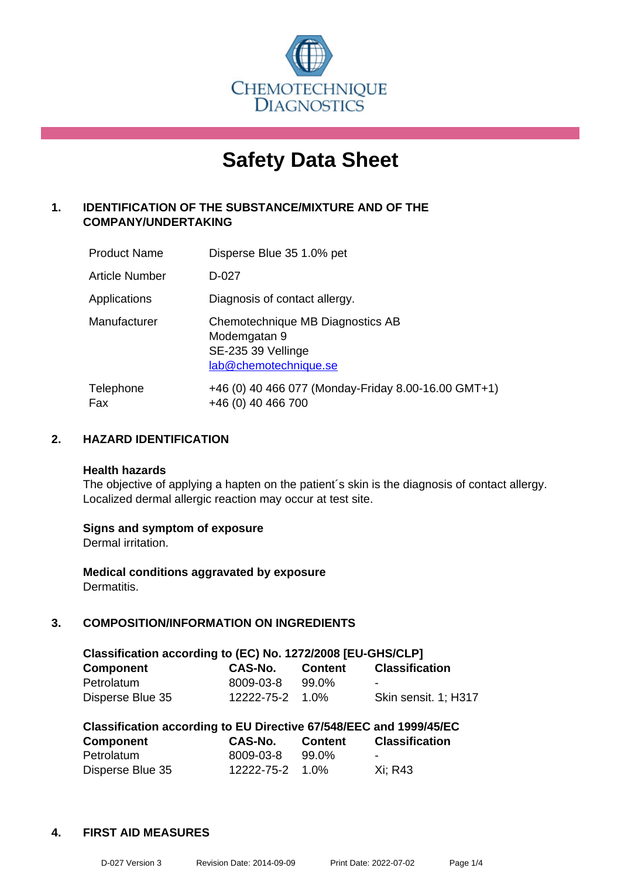CHEMOTECHNIQUE DIAGNOSTICS

# Safety Data Sheet

## 1. IDENTIFICATION OF THE SUBSTANCE/MIXTURE AND OF THE COMPANY/UNDERTAKING

| | |
|---|---|
| Product Name | Disperse Blue 35 1.0% pet |
| Article Number | D-027 |
| Applications | Diagnosis of contact allergy. |
| Manufacturer | Chemotechnique MB Diagnostics AB<br>Modemgatan 9<br>SE-235 39 Vellinge<br>lab@chemotechnique.se |
| Telephone<br>Fax | +46 (0) 40 466 077 (Monday-Friday 8.00-16.00 GMT+1)<br>+46 (0) 40 466 700 |

## 2. HAZARD IDENTIFICATION

**Health hazards**
The objective of applying a hapten on the patient´s skin is the diagnosis of contact allergy. Localized dermal allergic reaction may occur at test site.

**Signs and symptom of exposure**
Dermal irritation.

**Medical conditions aggravated by exposure**
Dermatitis.

## 3. COMPOSITION/INFORMATION ON INGREDIENTS

**Classification according to (EC) No. 1272/2008 [EU-GHS/CLP]**

| Component | CAS-No. | Content | Classification |
|---|---|---|---|
| Petrolatum | 8009-03-8 | 99.0% | - |
| Disperse Blue 35 | 12222-75-2 | 1.0% | Skin sensit. 1; H317 |

**Classification according to EU Directive 67/548/EEC and 1999/45/EC**

| Component | CAS-No. | Content | Classification |
|---|---|---|---|
| Petrolatum | 8009-03-8 | 99.0% | - |
| Disperse Blue 35 | 12222-75-2 | 1.0% | Xi; R43 |

## 4. FIRST AID MEASURES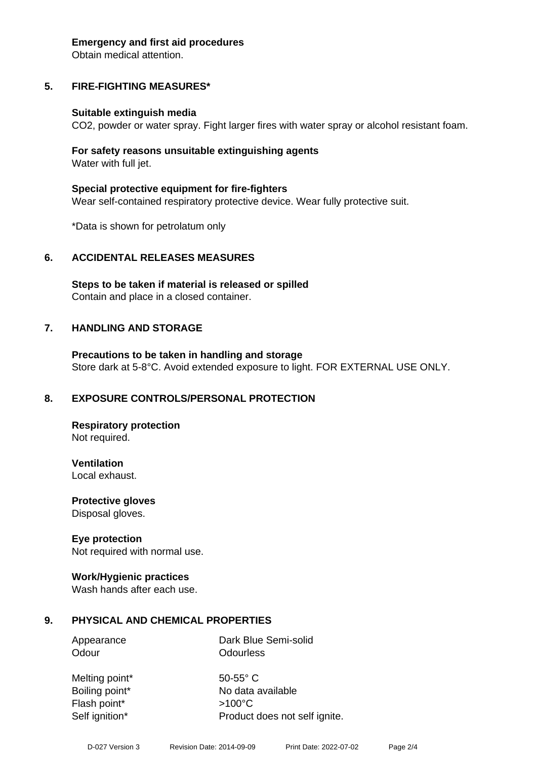**Emergency and first aid procedures**
Obtain medical attention.

## 5. FIRE-FIGHTING MEASURES*

**Suitable extinguish media**
$CO_2$, powder or water spray. Fight larger fires with water spray or alcohol resistant foam.

**For safety reasons unsuitable extinguishing agents**
Water with full jet.

**Special protective equipment for fire-fighters**
Wear self-contained respiratory protective device. Wear fully protective suit.

*Data is shown for petrolatum only

## 6. ACCIDENTAL RELEASES MEASURES

**Steps to be taken if material is released or spilled**
Contain and place in a closed container.

## 7. HANDLING AND STORAGE

**Precautions to be taken in handling and storage**
Store dark at 5-8°C. Avoid extended exposure to light. FOR EXTERNAL USE ONLY.

## 8. EXPOSURE CONTROLS/PERSONAL PROTECTION

**Respiratory protection**
Not required.

**Ventilation**
Local exhaust.

**Protective gloves**
Disposal gloves.

**Eye protection**
Not required with normal use.

**Work/Hygienic practices**
Wash hands after each use.

## 9. PHYSICAL AND CHEMICAL PROPERTIES

| | |
|---|---|
| Appearance | Dark Blue Semi-solid |
| Odour | Odourless |
| Melting point* | 50-55° C |
| Boiling point* | No data available |
| Flash point* | >100°C |
| Self ignition* | Product does not self ignite. |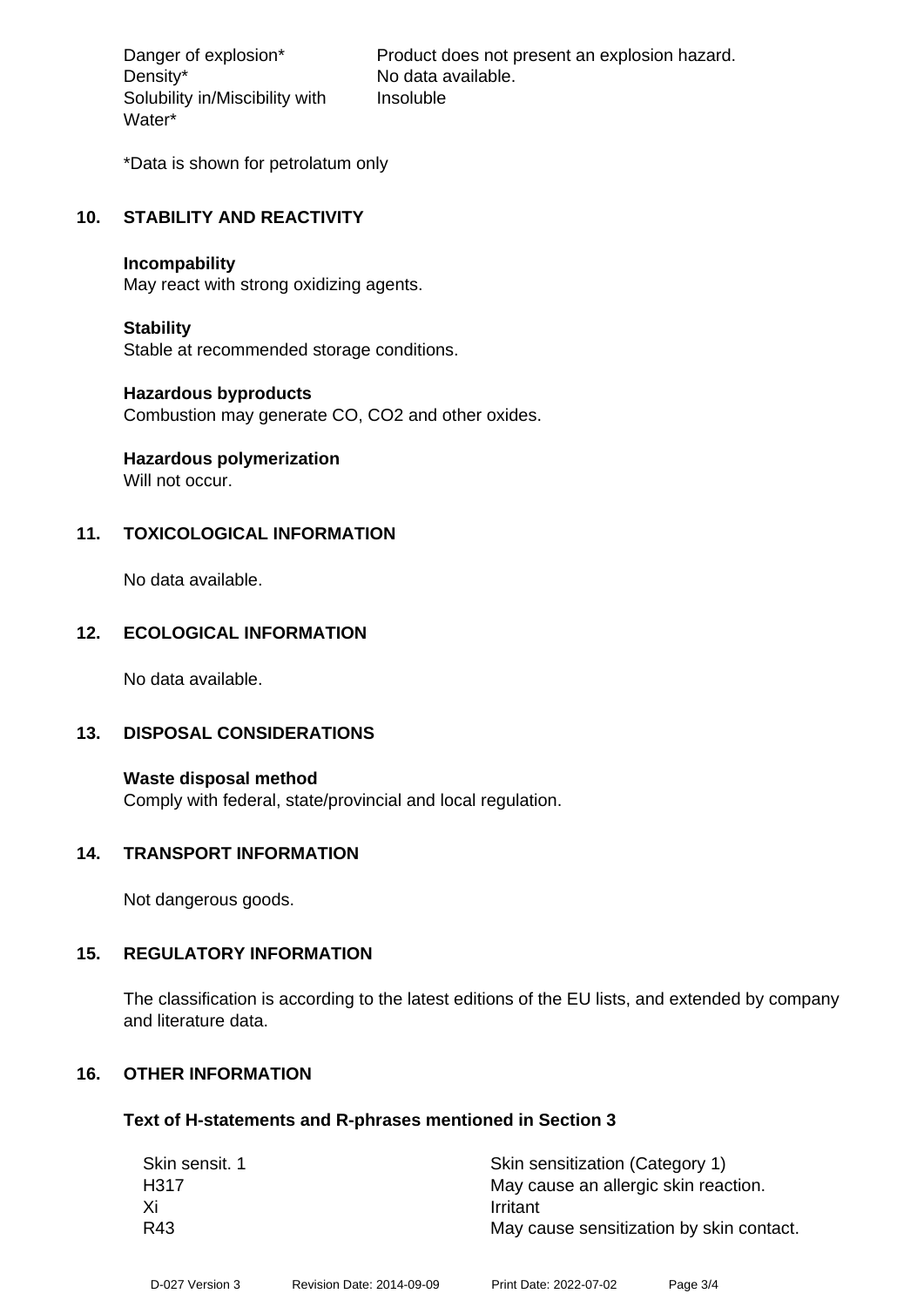| | |
|---|---|
| Danger of explosion* | Product does not present an explosion hazard. |
| Density* | No data available. |
| Solubility in/Miscibility with Water* | Insoluble |

*Data is shown for petrolatum only

## 10. STABILITY AND REACTIVITY

**Incompability**
May react with strong oxidizing agents.

**Stability**
Stable at recommended storage conditions.

**Hazardous byproducts**
Combustion may generate CO, $CO_2$ and other oxides.

**Hazardous polymerization**
Will not occur.

## 11. TOXICOLOGICAL INFORMATION

No data available.

## 12. ECOLOGICAL INFORMATION

No data available.

## 13. DISPOSAL CONSIDERATIONS

**Waste disposal method**
Comply with federal, state/provincial and local regulation.

## 14. TRANSPORT INFORMATION

Not dangerous goods.

## 15. REGULATORY INFORMATION

The classification is according to the latest editions of the EU lists, and extended by company and literature data.

## 16. OTHER INFORMATION

**Text of H-statements and R-phrases mentioned in Section 3**

| | |
|---|---|
| Skin sensit. 1 | Skin sensitization (Category 1) |
| H317 | May cause an allergic skin reaction. |
| Xi | Irritant |
| R43 | May cause sensitization by skin contact. |

D-027 Version 3 Revision Date: 2014-09-09 Print Date: 2022-07-02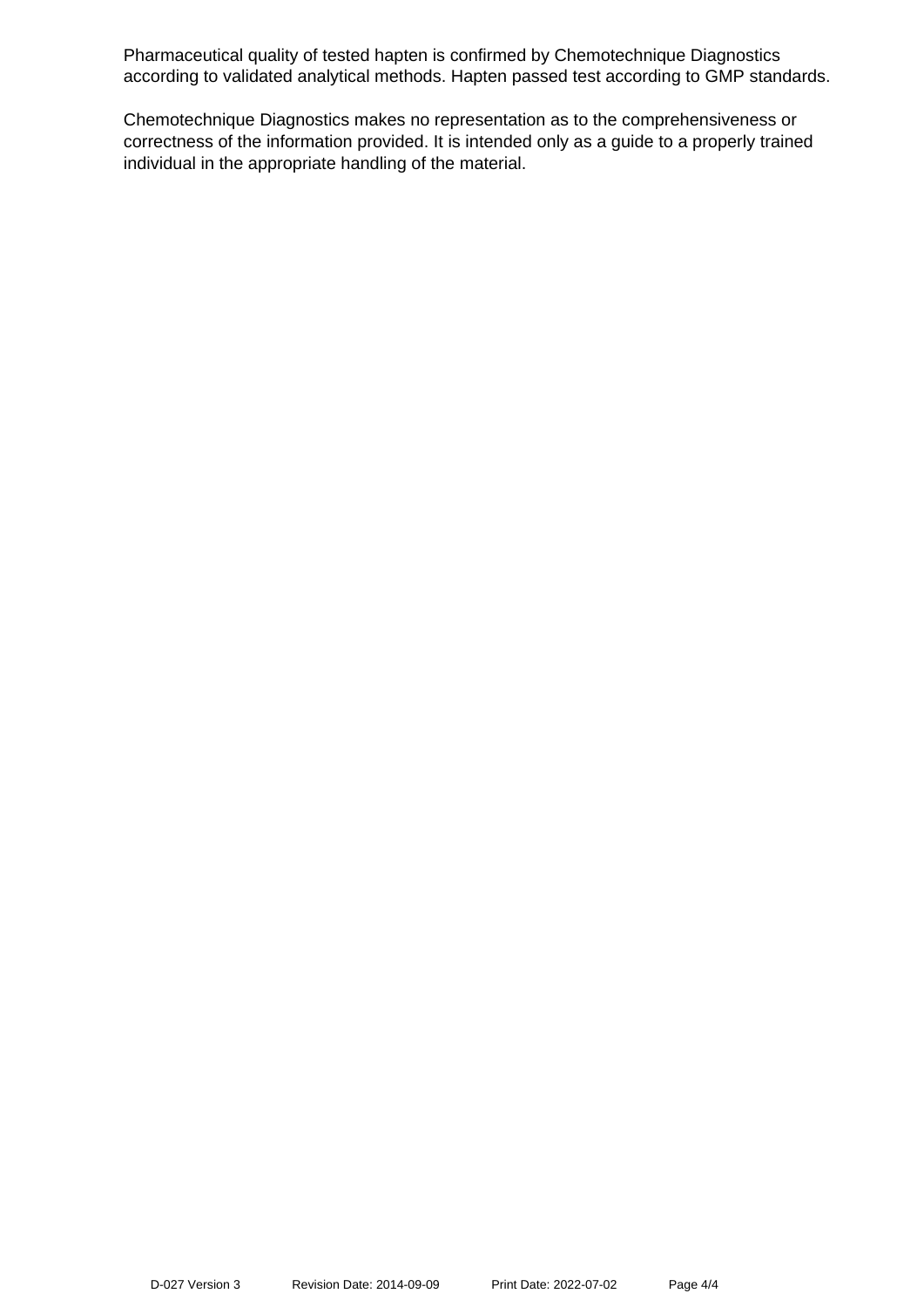Pharmaceutical quality of tested hapten is confirmed by Chemotechnique Diagnostics according to validated analytical methods. Hapten passed test according to GMP standards.

Chemotechnique Diagnostics makes no representation as to the comprehensiveness or correctness of the information provided. It is intended only as a guide to a properly trained individual in the appropriate handling of the material.